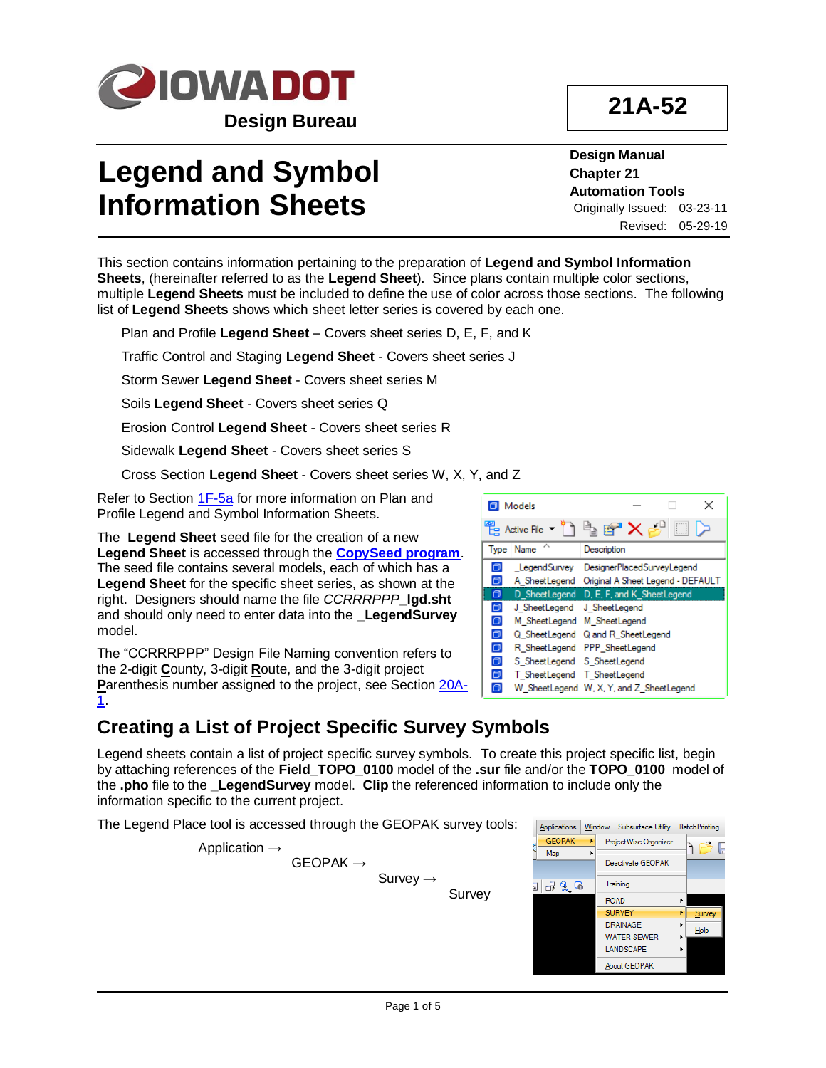# Legend and Symbol Information Sheets

**21A-52**

**Design Manual**
**Chapter 21**
**Automation Tools**
Originally Issued: 03-23-11
Revised: 05-29-19

This section contains information pertaining to the preparation of **Legend and Symbol Information Sheets**, (hereinafter referred to as the **Legend Sheet**). Since plans contain multiple color sections, multiple **Legend Sheets** must be included to define the use of color across those sections. The following list of **Legend Sheets** shows which sheet letter series is covered by each one.

- Plan and Profile **Legend Sheet** – Covers sheet series D, E, F, and K
- Traffic Control and Staging **Legend Sheet** - Covers sheet series J
- Storm Sewer **Legend Sheet** - Covers sheet series M
- Soils **Legend Sheet** - Covers sheet series Q
- Erosion Control **Legend Sheet** - Covers sheet series R
- Sidewalk **Legend Sheet** - Covers sheet series S
- Cross Section **Legend Sheet** - Covers sheet series W, X, Y, and Z

Refer to Section 1F-5a for more information on Plan and Profile Legend and Symbol Information Sheets.

The **Legend Sheet** seed file for the creation of a new **Legend Sheet** is accessed through the **CopySeed program**. The seed file contains several models, each of which has a **Legend Sheet** for the specific sheet series, as shown at the right. Designers should name the file *CCRRRPPP*_**lgd.sht** and should only need to enter data into the **_LegendSurvey** model.

| Type | Name | Description |
|---|---|---|
| | _LegendSurvey | DesignerPlacedSurveyLegend |
| | A_SheetLegend | Original A Sheet Legend - DEFAULT |
| | D_SheetLegend | D, E, F, and K_SheetLegend |
| | J_SheetLegend | J_SheetLegend |
| | M_SheetLegend | M_SheetLegend |
| | Q_SheetLegend | Q and R_SheetLegend |
| | R_SheetLegend | PPP_SheetLegend |
| | S_SheetLegend | S_SheetLegend |
| | T_SheetLegend | T_SheetLegend |
| | W_SheetLegend | W, X, Y, and Z_SheetLegend |

The "CCRRRPPP" Design File Naming convention refers to the 2-digit **C**ounty, 3-digit **R**oute, and the 3-digit project **P**arenthesis number assigned to the project, see Section 20A-1.

## Creating a List of Project Specific Survey Symbols

Legend sheets contain a list of project specific survey symbols. To create this project specific list, begin by attaching references of the **Field_TOPO_0100** model of the **.sur** file and/or the **TOPO_0100** model of the **.pho** file to the **_LegendSurvey** model. **Clip** the referenced information to include only the information specific to the current project.

The Legend Place tool is accessed through the GEOPAK survey tools:

Application →
GEOPAK →
Survey →
Survey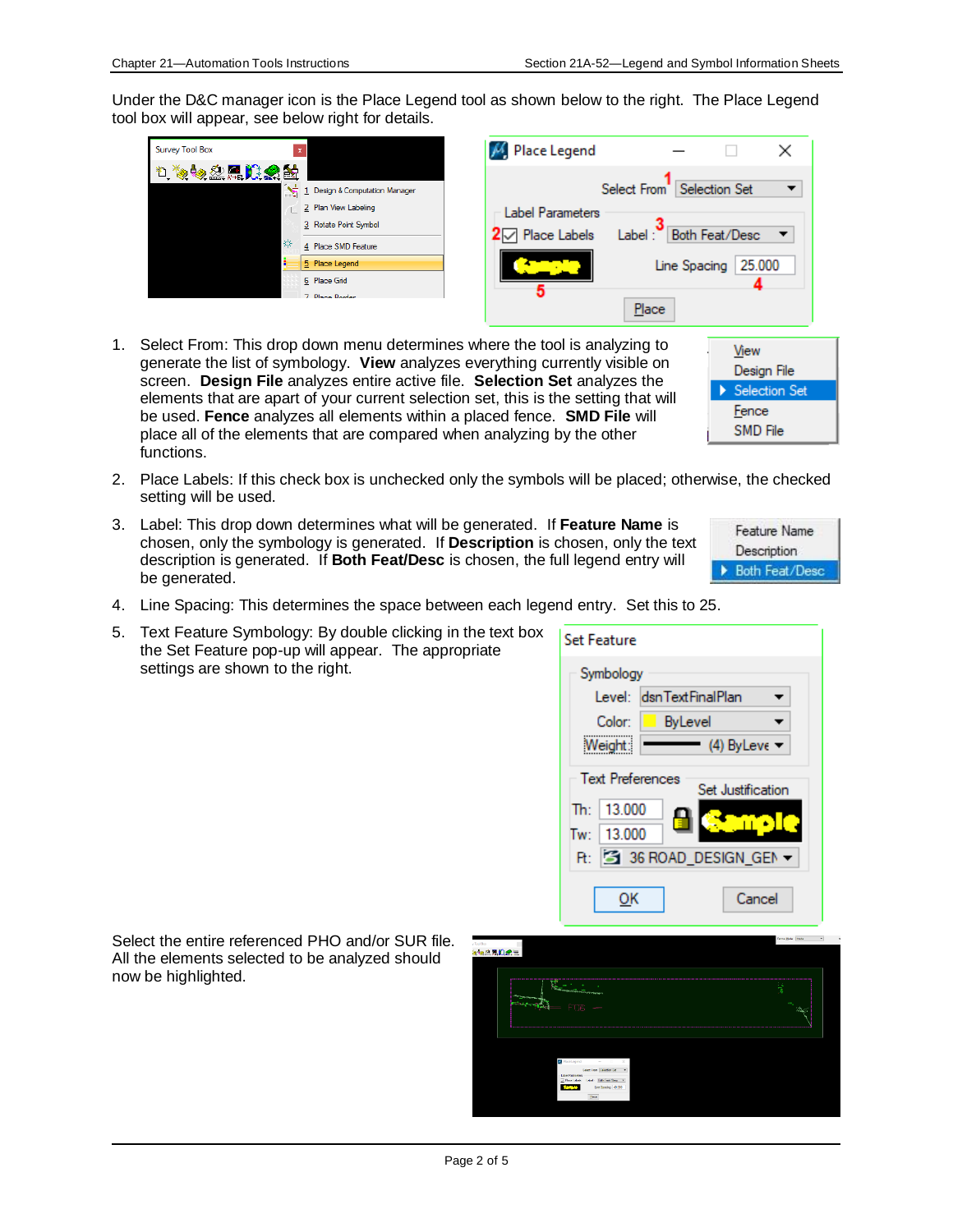Under the D&C manager icon is the Place Legend tool as shown below to the right. The Place Legend tool box will appear, see below right for details.

1. Select From: This drop down menu determines where the tool is analyzing to generate the list of symbology. **View** analyzes everything currently visible on screen. **Design File** analyzes entire active file. **Selection Set** analyzes the elements that are apart of your current selection set, this is the setting that will be used. **Fence** analyzes all elements within a placed fence. **SMD File** will place all of the elements that are compared when analyzing by the other functions.

2. Place Labels: If this check box is unchecked only the symbols will be placed; otherwise, the checked setting will be used.

3. Label: This drop down determines what will be generated. If **Feature Name** is chosen, only the symbology is generated. If **Description** is chosen, only the text description is generated. If **Both Feat/Desc** is chosen, the full legend entry will be generated.

4. Line Spacing: This determines the space between each legend entry. Set this to 25.

5. Text Feature Symbology: By double clicking in the text box the Set Feature pop-up will appear. The appropriate settings are shown to the right.

Select the entire referenced PHO and/or SUR file. All the elements selected to be analyzed should now be highlighted.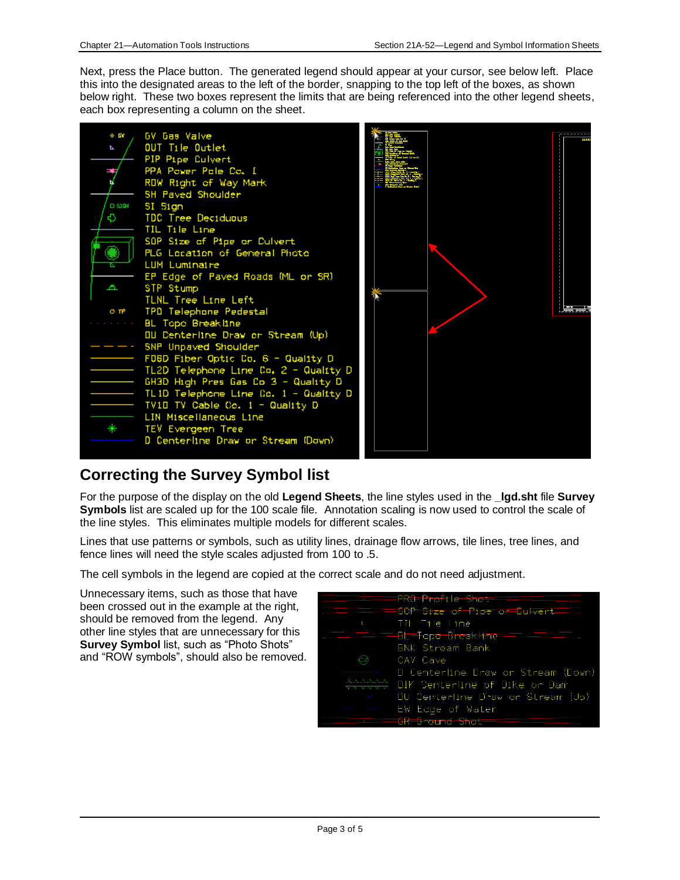Next, press the Place button. The generated legend should appear at your cursor, see below left. Place this into the designated areas to the left of the border, snapping to the top left of the boxes, as shown below right. These two boxes represent the limits that are being referenced into the other legend sheets, each box representing a column on the sheet.

## Correcting the Survey Symbol list

For the purpose of the display on the old **Legend Sheets**, the line styles used in the **_lgd.sht** file **Survey Symbols** list are scaled up for the 100 scale file. Annotation scaling is now used to control the scale of the line styles. This eliminates multiple models for different scales.

Lines that use patterns or symbols, such as utility lines, drainage flow arrows, tile lines, tree lines, and fence lines will need the style scales adjusted from 100 to .5.

The cell symbols in the legend are copied at the correct scale and do not need adjustment.

Unnecessary items, such as those that have been crossed out in the example at the right, should be removed from the legend. Any other line styles that are unnecessary for this **Survey Symbol** list, such as "Photo Shots" and "ROW symbols", should also be removed.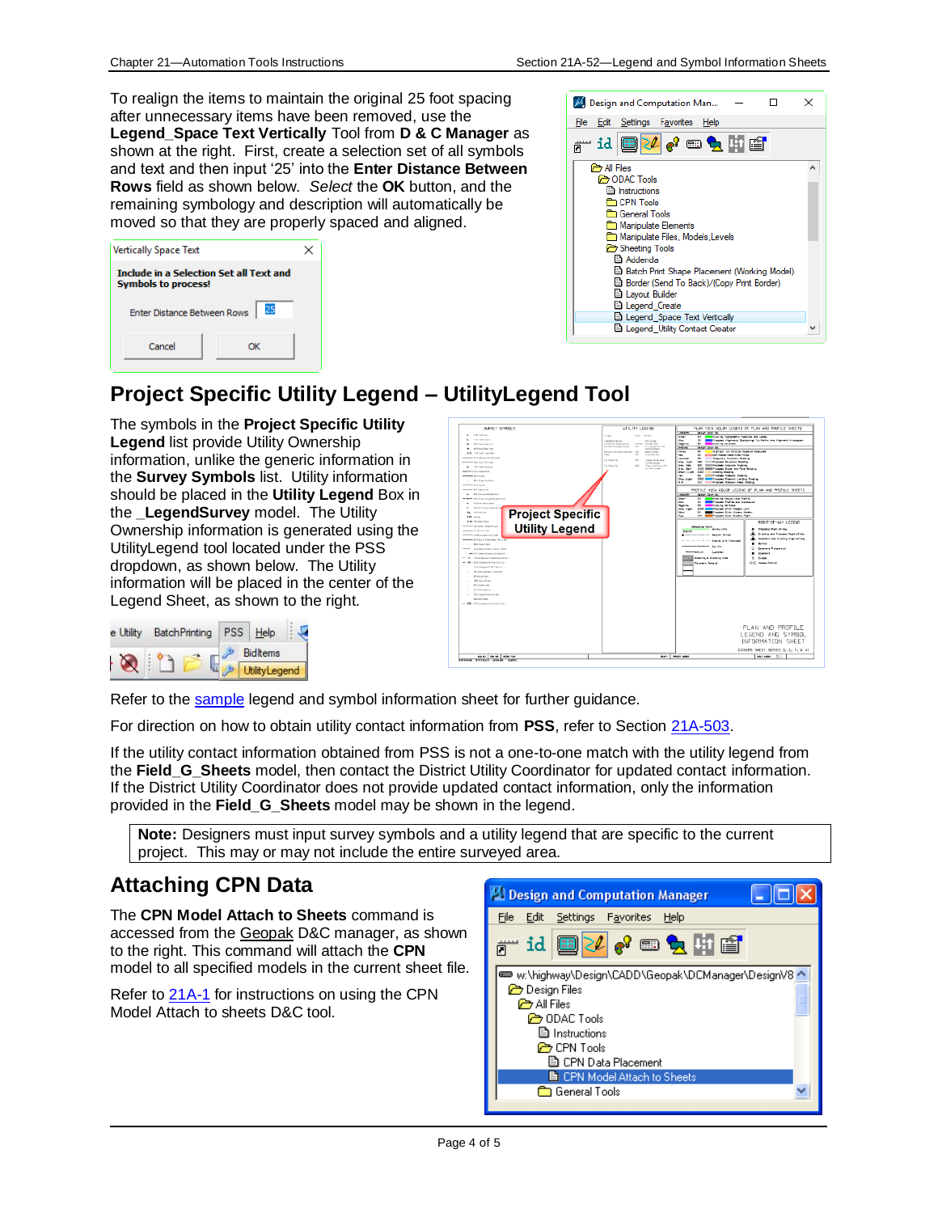To realign the items to maintain the original 25 foot spacing after unnecessary items have been removed, use the **Legend_Space Text Vertically** Tool from **D & C Manager** as shown at the right. First, create a selection set of all symbols and text and then input '25' into the **Enter Distance Between Rows** field as shown below. *Select* the **OK** button, and the remaining symbology and description will automatically be moved so that they are properly spaced and aligned.

## Project Specific Utility Legend – UtilityLegend Tool

The symbols in the **Project Specific Utility Legend** list provide Utility Ownership information, unlike the generic information in the **Survey Symbols** list. Utility information should be placed in the **Utility Legend** Box in the **_LegendSurvey** model. The Utility Ownership information is generated using the UtilityLegend tool located under the PSS dropdown, as shown below. The Utility information will be placed in the center of the Legend Sheet, as shown to the right.

Refer to the sample legend and symbol information sheet for further guidance.

For direction on how to obtain utility contact information from **PSS**, refer to Section 21A-503.

If the utility contact information obtained from PSS is not a one-to-one match with the utility legend from the **Field_G_Sheets** model, then contact the District Utility Coordinator for updated contact information. If the District Utility Coordinator does not provide updated contact information, only the information provided in the **Field_G_Sheets** model may be shown in the legend.

> **Note:** Designers must input survey symbols and a utility legend that are specific to the current project. This may or may not include the entire surveyed area.

## Attaching CPN Data

The **CPN Model Attach to Sheets** command is accessed from the Geopak D&C manager, as shown to the right. This command will attach the **CPN** model to all specified models in the current sheet file.

Refer to 21A-1 for instructions on using the CPN Model Attach to sheets D&C tool.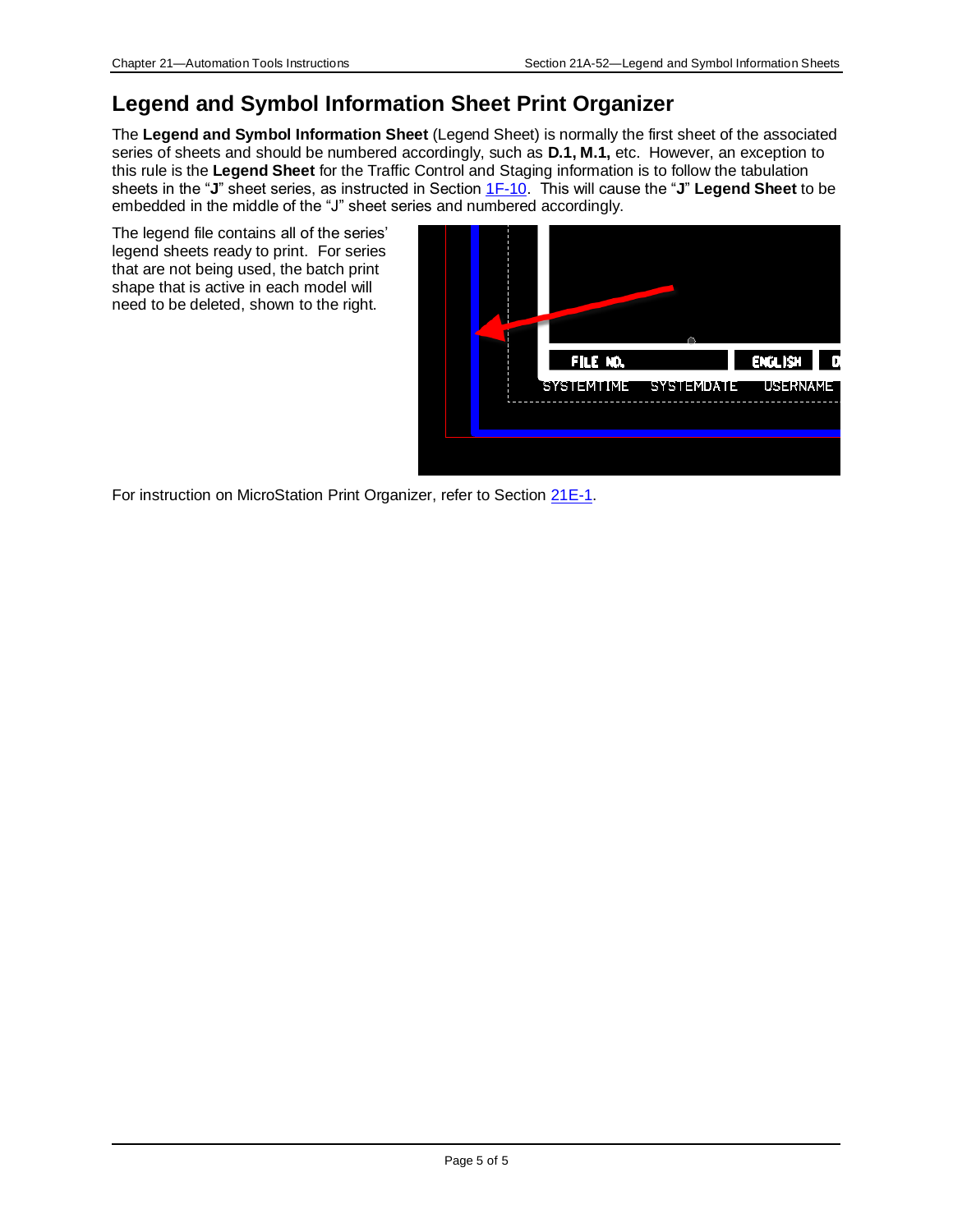## Legend and Symbol Information Sheet Print Organizer

The **Legend and Symbol Information Sheet** (Legend Sheet) is normally the first sheet of the associated series of sheets and should be numbered accordingly, such as **D.1, M.1,** etc. However, an exception to this rule is the **Legend Sheet** for the Traffic Control and Staging information is to follow the tabulation sheets in the "**J**" sheet series, as instructed in Section 1F-10. This will cause the "**J**" **Legend Sheet** to be embedded in the middle of the "J" sheet series and numbered accordingly.

The legend file contains all of the series' legend sheets ready to print. For series that are not being used, the batch print shape that is active in each model will need to be deleted, shown to the right.

For instruction on MicroStation Print Organizer, refer to Section 21E-1.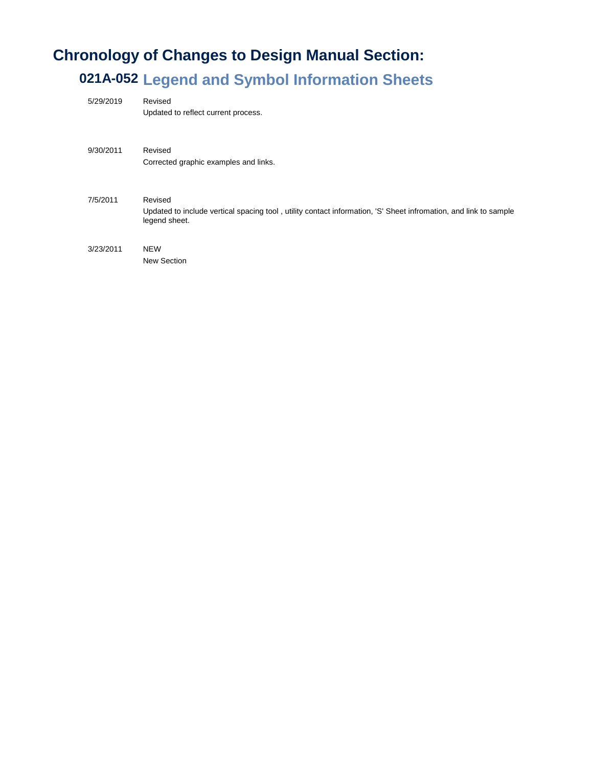# Chronology of Changes to Design Manual Section:

## 021A-052 Legend and Symbol Information Sheets

5/29/2019 Revised
Updated to reflect current process.

9/30/2011 Revised
Corrected graphic examples and links.

7/5/2011 Revised
Updated to include vertical spacing tool , utility contact information, 'S' Sheet infromation, and link to sample legend sheet.

3/23/2011 NEW
New Section